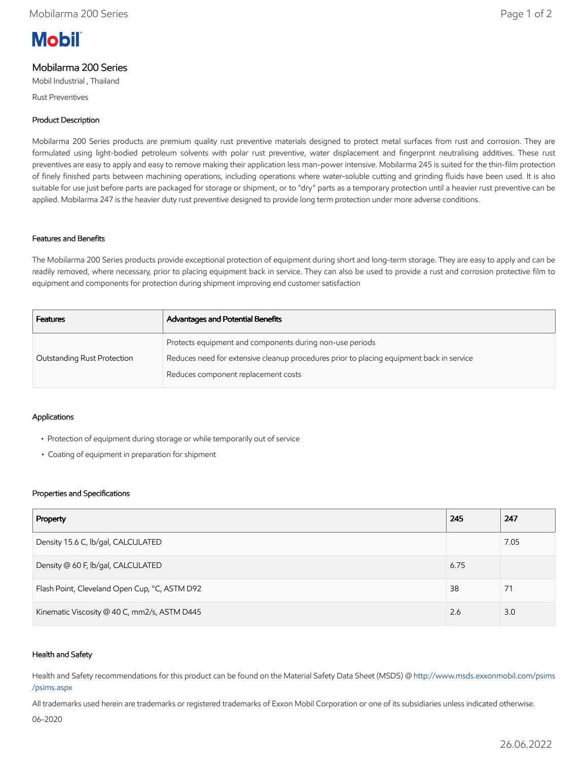Mobil

# Mobilarma 200 Series

Mobil Industrial , Thailand

Rust Preventives

## Product Description

Mobilarma 200 Series products are premium quality rust preventive materials designed to protect metal surfaces from rust and corrosion. They are formulated using light-bodied petroleum solvents with polar rust preventive, water displacement and fingerprint neutralising additives. These rust preventives are easy to apply and easy to remove making their application less man-power intensive. Mobilarma 245 is suited for the thin-film protection of finely finished parts between machining operations, including operations where water-soluble cutting and grinding fluids have been used. It is also suitable for use just before parts are packaged for storage or shipment, or to "dry" parts as a temporary protection until a heavier rust preventive can be applied. Mobilarma 247 is the heavier duty rust preventive designed to provide long term protection under more adverse conditions.

## Features and Benefits

The Mobilarma 200 Series products provide exceptional protection of equipment during short and long-term storage. They are easy to apply and can be readily removed, where necessary, prior to placing equipment back in service. They can also be used to provide a rust and corrosion protective film to equipment and components for protection during shipment improving end customer satisfaction

| Features | Advantages and Potential Benefits |
|---|---|
| Outstanding Rust Protection | Protects equipment and components during non-use periods<br>Reduces need for extensive cleanup procedures prior to placing equipment back in service<br>Reduces component replacement costs |

## Applications

- Protection of equipment during storage or while temporarily out of service
- Coating of equipment in preparation for shipment

## Properties and Specifications

| Property | 245 | 247 |
|---|---|---|
| Density 15.6 C, lb/gal, CALCULATED | | 7.05 |
| Density @ 60 F, lb/gal, CALCULATED | 6.75 | |
| Flash Point, Cleveland Open Cup, °C, ASTM D92 | 38 | 71 |
| Kinematic Viscosity @ 40 C, mm2/s, ASTM D445 | 2.6 | 3.0 |

## Health and Safety

Health and Safety recommendations for this product can be found on the Material Safety Data Sheet (MSDS) @ http://www.msds.exxonmobil.com/psims/psims.aspx

All trademarks used herein are trademarks or registered trademarks of Exxon Mobil Corporation or one of its subsidiaries unless indicated otherwise.

06-2020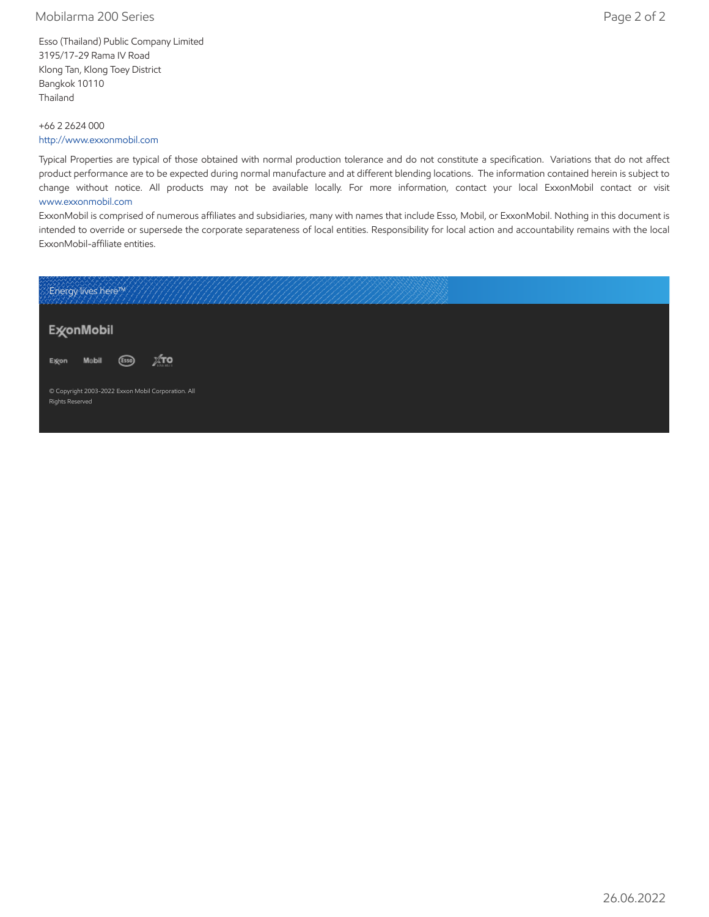Esso (Thailand) Public Company Limited
3195/17-29 Rama IV Road
Klong Tan, Klong Toey District
Bangkok 10110
Thailand

+66 2 2624 000
http://www.exxonmobil.com

Typical Properties are typical of those obtained with normal production tolerance and do not constitute a specification. Variations that do not affect product performance are to be expected during normal manufacture and at different blending locations. The information contained herein is subject to change without notice. All products may not be available locally. For more information, contact your local ExxonMobil contact or visit www.exxonmobil.com

ExxonMobil is comprised of numerous affiliates and subsidiaries, many with names that include Esso, Mobil, or ExxonMobil. Nothing in this document is intended to override or supersede the corporate separateness of local entities. Responsibility for local action and accountability remains with the local ExxonMobil-affiliate entities.

Energy lives here™

ExxonMobil

Exxon Mobil Esso XTO

© Copyright 2003-2022 Exxon Mobil Corporation. All Rights Reserved

26.06.2022